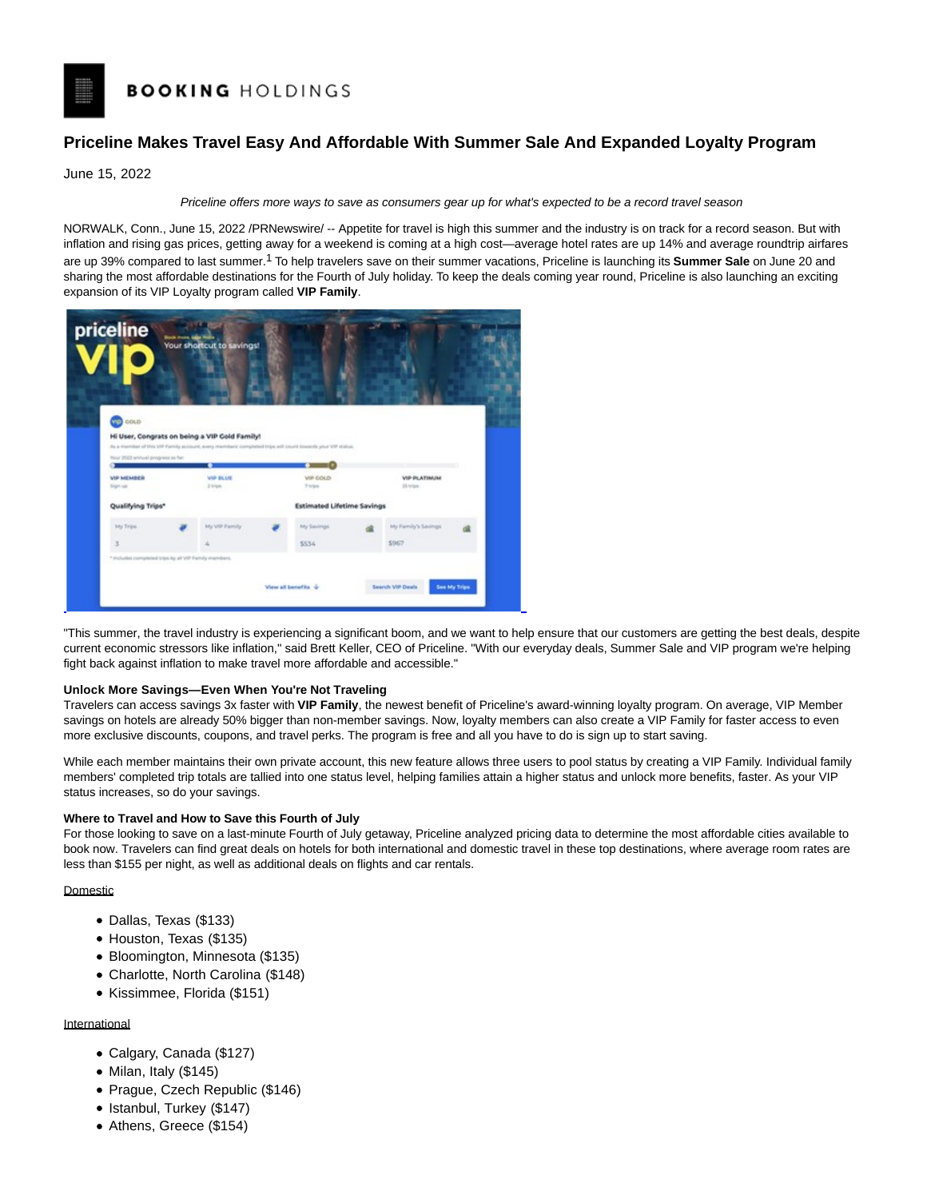BOOKING HOLDINGS

# Priceline Makes Travel Easy And Affordable With Summer Sale And Expanded Loyalty Program

June 15, 2022

*Priceline offers more ways to save as consumers gear up for what's expected to be a record travel season*

NORWALK, Conn., June 15, 2022 /PRNewswire/ -- Appetite for travel is high this summer and the industry is on track for a record season. But with inflation and rising gas prices, getting away for a weekend is coming at a high cost—average hotel rates are up 14% and average roundtrip airfares are up 39% compared to last summer.[1] To help travelers save on their summer vacations, Priceline is launching its **Summer Sale** on June 20 and sharing the most affordable destinations for the Fourth of July holiday. To keep the deals coming year round, Priceline is also launching an exciting expansion of its VIP Loyalty program called **VIP Family**.

"This summer, the travel industry is experiencing a significant boom, and we want to help ensure that our customers are getting the best deals, despite current economic stressors like inflation," said Brett Keller, CEO of Priceline. "With our everyday deals, Summer Sale and VIP program we're helping fight back against inflation to make travel more affordable and accessible."

**Unlock More Savings—Even When You're Not Traveling**

Travelers can access savings 3x faster with **VIP Family**, the newest benefit of Priceline's award-winning loyalty program. On average, VIP Member savings on hotels are already 50% bigger than non-member savings. Now, loyalty members can also create a VIP Family for faster access to even more exclusive discounts, coupons, and travel perks. The program is free and all you have to do is sign up to start saving.

While each member maintains their own private account, this new feature allows three users to pool status by creating a VIP Family. Individual family members' completed trip totals are tallied into one status level, helping families attain a higher status and unlock more benefits, faster. As your VIP status increases, so do your savings.

**Where to Travel and How to Save this Fourth of July**

For those looking to save on a last-minute Fourth of July getaway, Priceline analyzed pricing data to determine the most affordable cities available to book now. Travelers can find great deals on hotels for both international and domestic travel in these top destinations, where average room rates are less than $155 per night, as well as additional deals on flights and car rentals.

Domestic

- Dallas, Texas ($133)
- Houston, Texas ($135)
- Bloomington, Minnesota ($135)
- Charlotte, North Carolina ($148)
- Kissimmee, Florida ($151)

International

- Calgary, Canada ($127)
- Milan, Italy ($145)
- Prague, Czech Republic ($146)
- Istanbul, Turkey ($147)
- Athens, Greece ($154)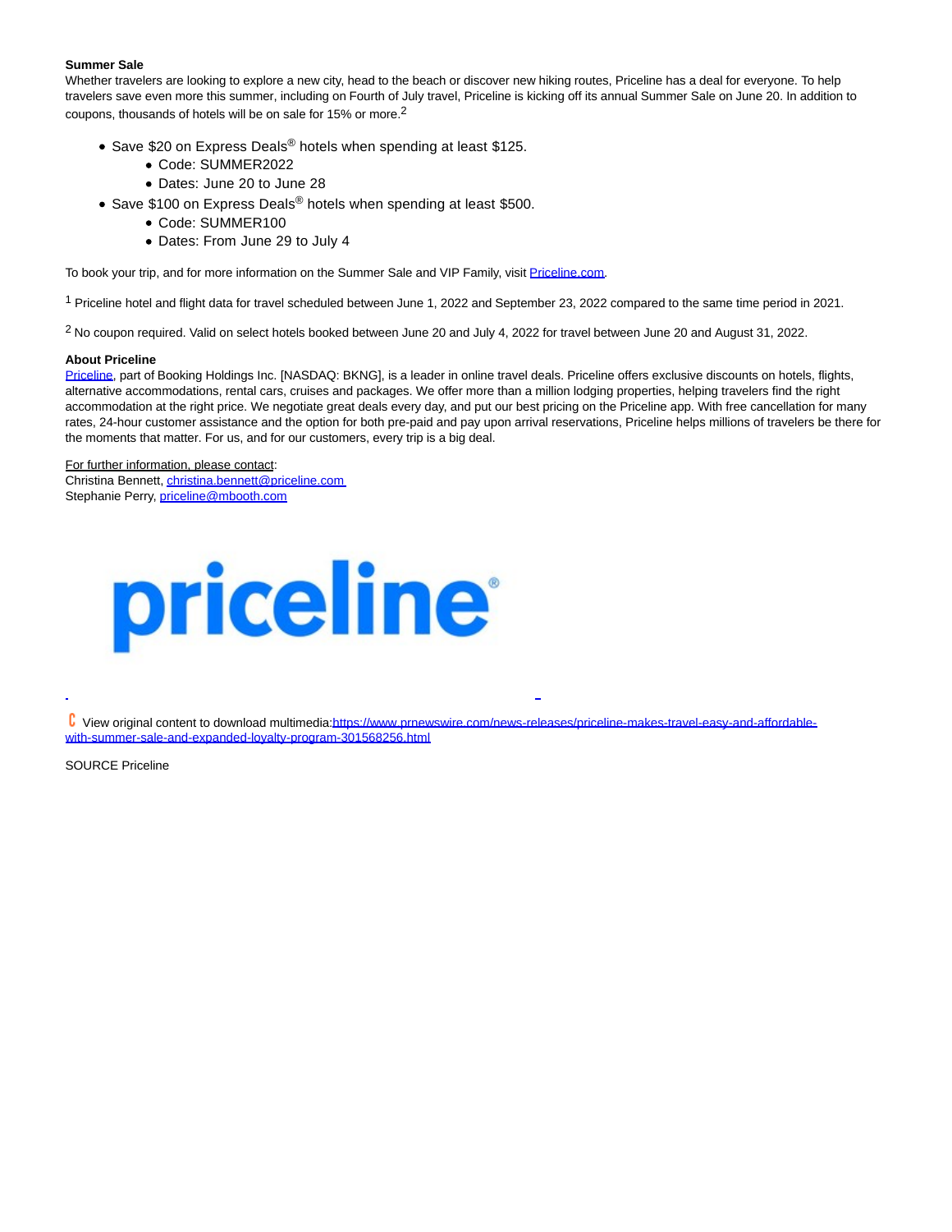**Summer Sale**

Whether travelers are looking to explore a new city, head to the beach or discover new hiking routes, Priceline has a deal for everyone. To help travelers save even more this summer, including on Fourth of July travel, Priceline is kicking off its annual Summer Sale on June 20. In addition to coupons, thousands of hotels will be on sale for 15% or more.[2]

- Save $20 on Express Deals® hotels when spending at least $125.
  - Code: SUMMER2022
  - Dates: June 20 to June 28
- Save $100 on Express Deals® hotels when spending at least $500.
  - Code: SUMMER100
  - Dates: From June 29 to July 4

To book your trip, and for more information on the Summer Sale and VIP Family, visit Priceline.com.

[1] Priceline hotel and flight data for travel scheduled between June 1, 2022 and September 23, 2022 compared to the same time period in 2021.

[2] No coupon required. Valid on select hotels booked between June 20 and July 4, 2022 for travel between June 20 and August 31, 2022.

**About Priceline**

Priceline, part of Booking Holdings Inc. [NASDAQ: BKNG], is a leader in online travel deals. Priceline offers exclusive discounts on hotels, flights, alternative accommodations, rental cars, cruises and packages. We offer more than a million lodging properties, helping travelers find the right accommodation at the right price. We negotiate great deals every day, and put our best pricing on the Priceline app. With free cancellation for many rates, 24-hour customer assistance and the option for both pre-paid and pay upon arrival reservations, Priceline helps millions of travelers be there for the moments that matter. For us, and for our customers, every trip is a big deal.

For further information, please contact:
Christina Bennett, christina.bennett@priceline.com
Stephanie Perry, priceline@mbooth.com

priceline®

View original content to download multimedia:https://www.prnewswire.com/news-releases/priceline-makes-travel-easy-and-affordable-with-summer-sale-and-expanded-loyalty-program-301568256.html

SOURCE Priceline